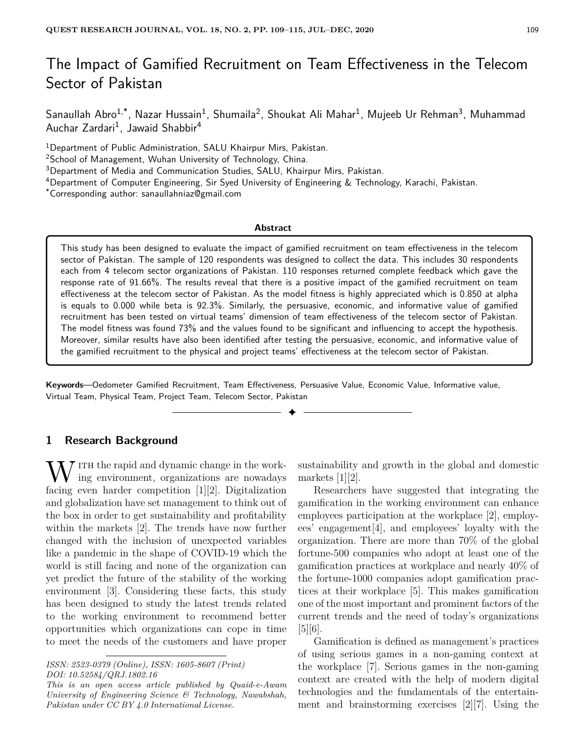# The Impact of Gamified Recruitment on Team Effectiveness in the Telecom Sector of Pakistan

Sanaullah Abro[1,*], Nazar Hussain[1], Shumaila[2], Shoukat Ali Mahar[1], Mujeeb Ur Rehman[3], Muhammad Auchar Zardari[1], Jawaid Shabbir[4]

[1]Department of Public Administration, SALU Khairpur Mirs, Pakistan.
[2]School of Management, Wuhan University of Technology, China.
[3]Department of Media and Communication Studies, SALU, Khairpur Mirs, Pakistan.
[4]Department of Computer Engineering, Sir Syed University of Engineering & Technology, Karachi, Pakistan.
[*]Corresponding author: sanaullahniaz@gmail.com

**Abstract**

This study has been designed to evaluate the impact of gamified recruitment on team effectiveness in the telecom sector of Pakistan. The sample of 120 respondents was designed to collect the data. This includes 30 respondents each from 4 telecom sector organizations of Pakistan. 110 responses returned complete feedback which gave the response rate of 91.66%. The results reveal that there is a positive impact of the gamified recruitment on team effectiveness at the telecom sector of Pakistan. As the model fitness is highly appreciated which is 0.850 at alpha is equals to 0.000 while beta is 92.3%. Similarly, the persuasive, economic, and informative value of gamified recruitment has been tested on virtual teams' dimension of team effectiveness of the telecom sector of Pakistan. The model fitness was found 73% and the values found to be significant and influencing to accept the hypothesis. Moreover, similar results have also been identified after testing the persuasive, economic, and informative value of the gamified recruitment to the physical and project teams' effectiveness at the telecom sector of Pakistan.

**Keywords**—Oedometer Gamified Recruitment, Team Effectiveness, Persuasive Value, Economic Value, Informative value, Virtual Team, Physical Team, Project Team, Telecom Sector, Pakistan

## 1 Research Background

With the rapid and dynamic change in the working environment, organizations are nowadays facing even harder competition [1][2]. Digitalization and globalization have set management to think out of the box in order to get sustainability and profitability within the markets [2]. The trends have now further changed with the inclusion of unexpected variables like a pandemic in the shape of COVID-19 which the world is still facing and none of the organization can yet predict the future of the stability of the working environment [3]. Considering these facts, this study has been designed to study the latest trends related to the working environment to recommend better opportunities which organizations can cope in time to meet the needs of the customers and have proper sustainability and growth in the global and domestic markets [1][2].

Researchers have suggested that integrating the gamification in the working environment can enhance employees participation at the workplace [2], employees' engagement[4], and employees' loyalty with the organization. There are more than 70% of the global fortune-500 companies who adopt at least one of the gamification practices at workplace and nearly 40% of the fortune-1000 companies adopt gamification practices at their workplace [5]. This makes gamification one of the most important and prominent factors of the current trends and the need of today's organizations [5][6].

Gamification is defined as management's practices of using serious games in a non-gaming context at the workplace [7]. Serious games in the non-gaming context are created with the help of modern digital technologies and the fundamentals of the entertainment and brainstorming exercises [2][7]. Using the

*ISSN: 2523-0379 (Online), ISSN: 1605-8607 (Print)*
*DOI: 10.52584/QRJ.1802.16*
*This is an open access article published by Quaid-e-Awam University of Engineering Science & Technology, Nawabshah, Pakistan under CC BY 4.0 International License.*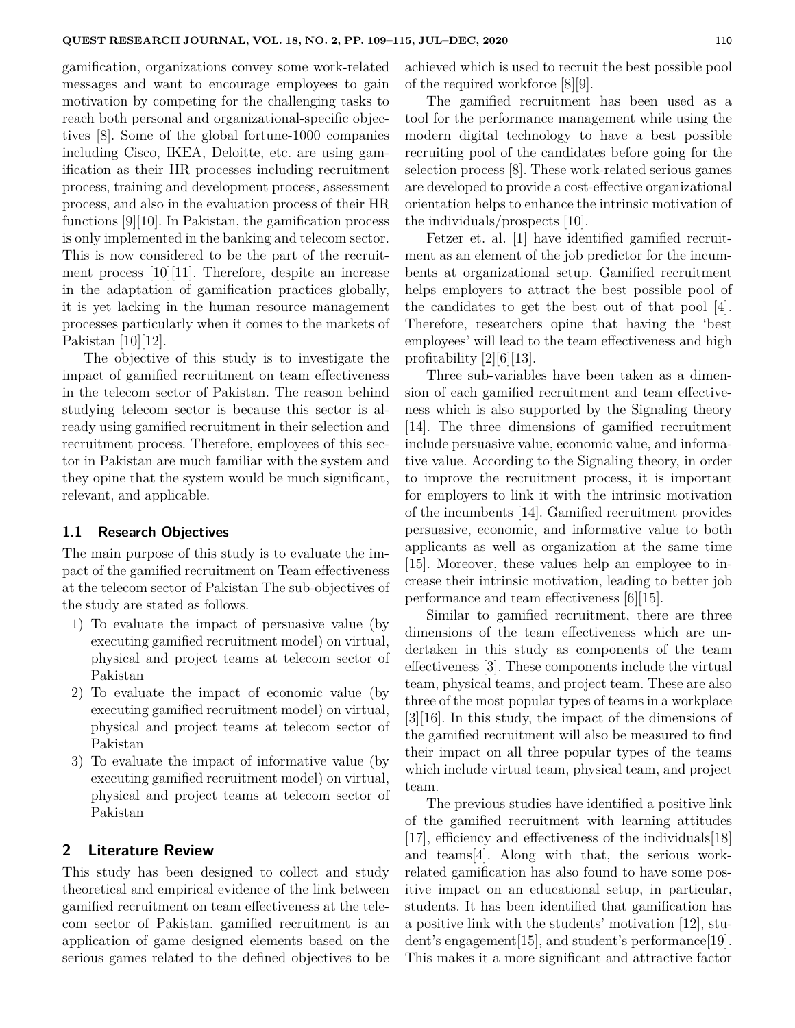gamification, organizations convey some work-related messages and want to encourage employees to gain motivation by competing for the challenging tasks to reach both personal and organizational-specific objectives [8]. Some of the global fortune-1000 companies including Cisco, IKEA, Deloitte, etc. are using gamification as their HR processes including recruitment process, training and development process, assessment process, and also in the evaluation process of their HR functions [9][10]. In Pakistan, the gamification process is only implemented in the banking and telecom sector. This is now considered to be the part of the recruitment process [10][11]. Therefore, despite an increase in the adaptation of gamification practices globally, it is yet lacking in the human resource management processes particularly when it comes to the markets of Pakistan [10][12].

The objective of this study is to investigate the impact of gamified recruitment on team effectiveness in the telecom sector of Pakistan. The reason behind studying telecom sector is because this sector is already using gamified recruitment in their selection and recruitment process. Therefore, employees of this sector in Pakistan are much familiar with the system and they opine that the system would be much significant, relevant, and applicable.

### 1.1 Research Objectives

The main purpose of this study is to evaluate the impact of the gamified recruitment on Team effectiveness at the telecom sector of Pakistan The sub-objectives of the study are stated as follows.

1) To evaluate the impact of persuasive value (by executing gamified recruitment model) on virtual, physical and project teams at telecom sector of Pakistan
2) To evaluate the impact of economic value (by executing gamified recruitment model) on virtual, physical and project teams at telecom sector of Pakistan
3) To evaluate the impact of informative value (by executing gamified recruitment model) on virtual, physical and project teams at telecom sector of Pakistan

## 2 Literature Review

This study has been designed to collect and study theoretical and empirical evidence of the link between gamified recruitment on team effectiveness at the telecom sector of Pakistan. gamified recruitment is an application of game designed elements based on the serious games related to the defined objectives to be achieved which is used to recruit the best possible pool of the required workforce [8][9].

The gamified recruitment has been used as a tool for the performance management while using the modern digital technology to have a best possible recruiting pool of the candidates before going for the selection process [8]. These work-related serious games are developed to provide a cost-effective organizational orientation helps to enhance the intrinsic motivation of the individuals/prospects [10].

Fetzer et. al. [1] have identified gamified recruitment as an element of the job predictor for the incumbents at organizational setup. Gamified recruitment helps employers to attract the best possible pool of the candidates to get the best out of that pool [4]. Therefore, researchers opine that having the 'best employees' will lead to the team effectiveness and high profitability [2][6][13].

Three sub-variables have been taken as a dimension of each gamified recruitment and team effectiveness which is also supported by the Signaling theory [14]. The three dimensions of gamified recruitment include persuasive value, economic value, and informative value. According to the Signaling theory, in order to improve the recruitment process, it is important for employers to link it with the intrinsic motivation of the incumbents [14]. Gamified recruitment provides persuasive, economic, and informative value to both applicants as well as organization at the same time [15]. Moreover, these values help an employee to increase their intrinsic motivation, leading to better job performance and team effectiveness [6][15].

Similar to gamified recruitment, there are three dimensions of the team effectiveness which are undertaken in this study as components of the team effectiveness [3]. These components include the virtual team, physical teams, and project team. These are also three of the most popular types of teams in a workplace [3][16]. In this study, the impact of the dimensions of the gamified recruitment will also be measured to find their impact on all three popular types of the teams which include virtual team, physical team, and project team.

The previous studies have identified a positive link of the gamified recruitment with learning attitudes [17], efficiency and effectiveness of the individuals[18] and teams[4]. Along with that, the serious work-related gamification has also found to have some positive impact on an educational setup, in particular, students. It has been identified that gamification has a positive link with the students' motivation [12], student's engagement[15], and student's performance[19]. This makes it a more significant and attractive factor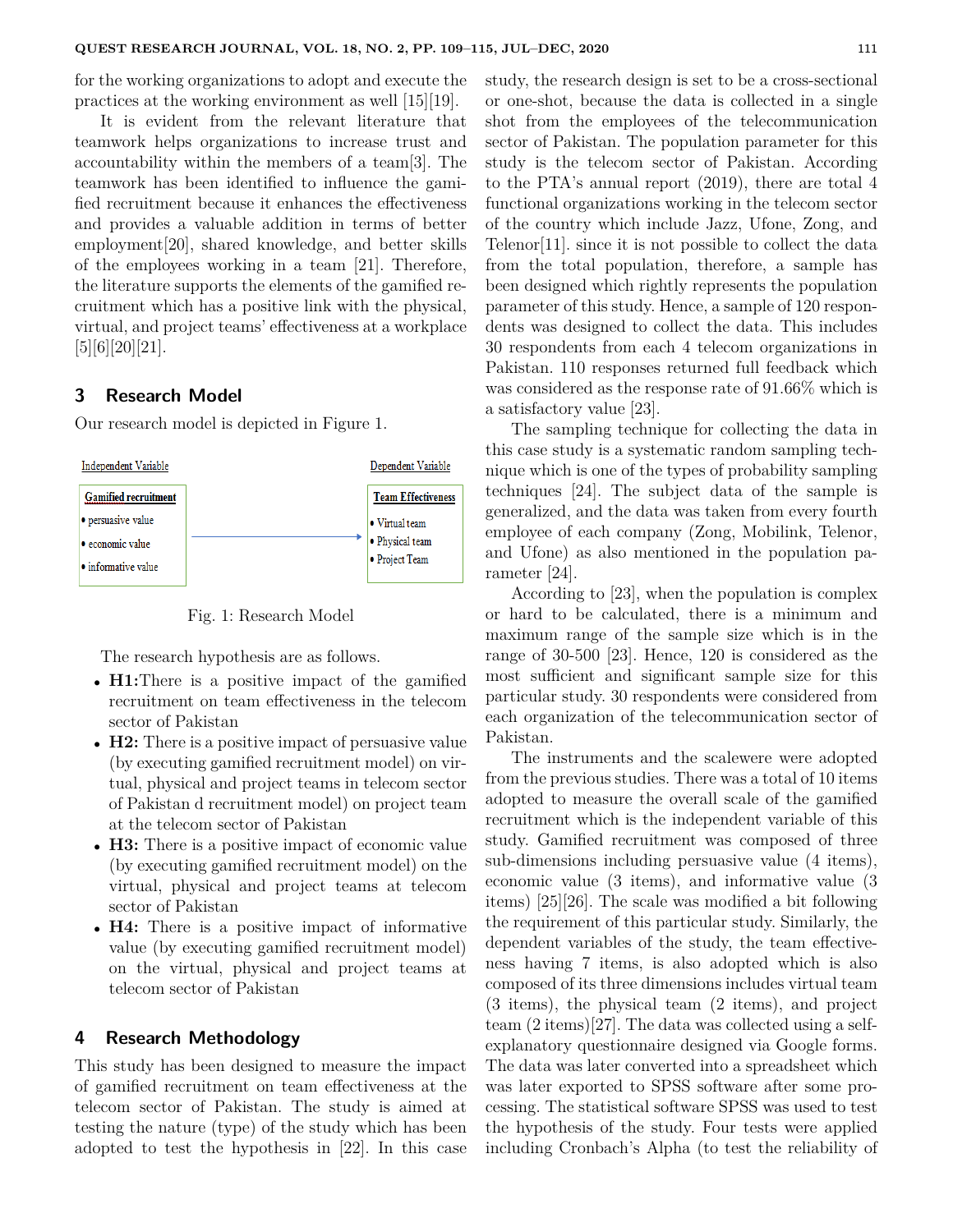for the working organizations to adopt and execute the practices at the working environment as well [15][19].

It is evident from the relevant literature that teamwork helps organizations to increase trust and accountability within the members of a team[3]. The teamwork has been identified to influence the gamified recruitment because it enhances the effectiveness and provides a valuable addition in terms of better employment[20], shared knowledge, and better skills of the employees working in a team [21]. Therefore, the literature supports the elements of the gamified recruitment which has a positive link with the physical, virtual, and project teams' effectiveness at a workplace [5][6][20][21].

## 3 Research Model

Our research model is depicted in Figure 1.

Independent Variable → Dependent Variable

**Gamified recruitment**
- persuasive value
- economic value
- informative value

**Team Effectiveness**
- Virtual team
- Physical team
- Project Team

Fig. 1: Research Model

The research hypothesis are as follows.

- **H1:**There is a positive impact of the gamified recruitment on team effectiveness in the telecom sector of Pakistan
- **H2:** There is a positive impact of persuasive value (by executing gamified recruitment model) on virtual, physical and project teams in telecom sector of Pakistan d recruitment model) on project team at the telecom sector of Pakistan
- **H3:** There is a positive impact of economic value (by executing gamified recruitment model) on the virtual, physical and project teams at telecom sector of Pakistan
- **H4:** There is a positive impact of informative value (by executing gamified recruitment model) on the virtual, physical and project teams at telecom sector of Pakistan

## 4 Research Methodology

This study has been designed to measure the impact of gamified recruitment on team effectiveness at the telecom sector of Pakistan. The study is aimed at testing the nature (type) of the study which has been adopted to test the hypothesis in [22]. In this case study, the research design is set to be a cross-sectional or one-shot, because the data is collected in a single shot from the employees of the telecommunication sector of Pakistan. The population parameter for this study is the telecom sector of Pakistan. According to the PTA's annual report (2019), there are total 4 functional organizations working in the telecom sector of the country which include Jazz, Ufone, Zong, and Telenor[11]. since it is not possible to collect the data from the total population, therefore, a sample has been designed which rightly represents the population parameter of this study. Hence, a sample of 120 respondents was designed to collect the data. This includes 30 respondents from each 4 telecom organizations in Pakistan. 110 responses returned full feedback which was considered as the response rate of 91.66% which is a satisfactory value [23].

The sampling technique for collecting the data in this case study is a systematic random sampling technique which is one of the types of probability sampling techniques [24]. The subject data of the sample is generalized, and the data was taken from every fourth employee of each company (Zong, Mobilink, Telenor, and Ufone) as also mentioned in the population parameter [24].

According to [23], when the population is complex or hard to be calculated, there is a minimum and maximum range of the sample size which is in the range of 30-500 [23]. Hence, 120 is considered as the most sufficient and significant sample size for this particular study. 30 respondents were considered from each organization of the telecommunication sector of Pakistan.

The instruments and the scalewere were adopted from the previous studies. There was a total of 10 items adopted to measure the overall scale of the gamified recruitment which is the independent variable of this study. Gamified recruitment was composed of three sub-dimensions including persuasive value (4 items), economic value (3 items), and informative value (3 items) [25][26]. The scale was modified a bit following the requirement of this particular study. Similarly, the dependent variables of the study, the team effectiveness having 7 items, is also adopted which is also composed of its three dimensions includes virtual team (3 items), the physical team (2 items), and project team (2 items)[27]. The data was collected using a self-explanatory questionnaire designed via Google forms. The data was later converted into a spreadsheet which was later exported to SPSS software after some processing. The statistical software SPSS was used to test the hypothesis of the study. Four tests were applied including Cronbach's Alpha (to test the reliability of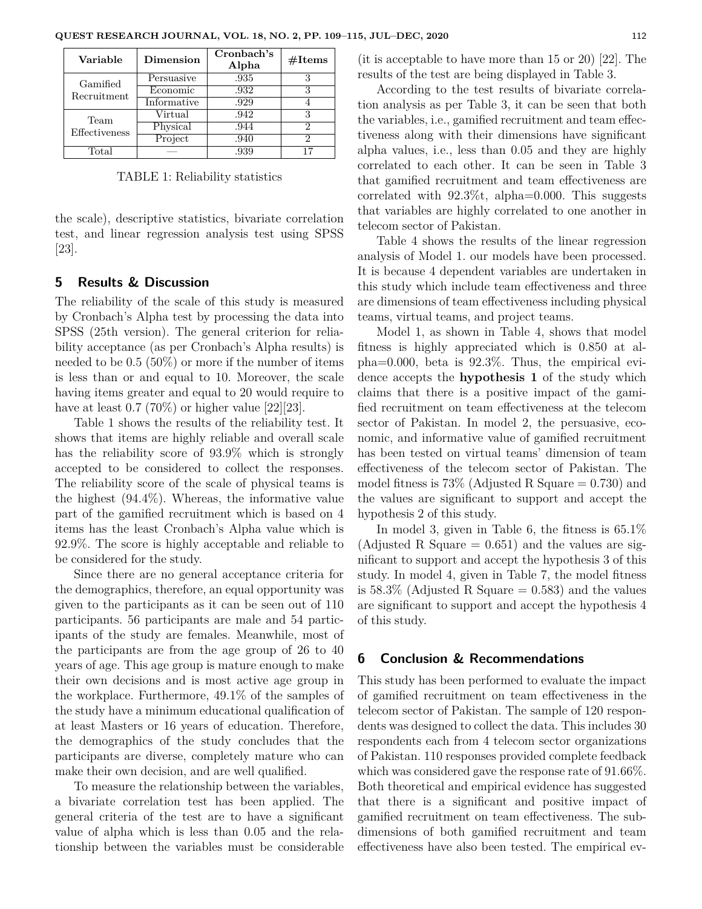| Variable | Dimension | Cronbach's Alpha | #Items |
| --- | --- | --- | --- |
| Gamified Recruitment | Persuasive | .935 | 3 |
| | Economic | .932 | 3 |
| | Informative | .929 | 4 |
| Team Effectiveness | Virtual | .942 | 3 |
| | Physical | .944 | 2 |
| | Project | .940 | 2 |
| Total | — | .939 | 17 |

TABLE 1: Reliability statistics

the scale), descriptive statistics, bivariate correlation test, and linear regression analysis test using SPSS [23].

## 5 Results & Discussion

The reliability of the scale of this study is measured by Cronbach's Alpha test by processing the data into SPSS (25th version). The general criterion for reliability acceptance (as per Cronbach's Alpha results) is needed to be 0.5 (50%) or more if the number of items is less than or and equal to 10. Moreover, the scale having items greater and equal to 20 would require to have at least 0.7 (70%) or higher value [22][23].

Table 1 shows the results of the reliability test. It shows that items are highly reliable and overall scale has the reliability score of 93.9% which is strongly accepted to be considered to collect the responses. The reliability score of the scale of physical teams is the highest (94.4%). Whereas, the informative value part of the gamified recruitment which is based on 4 items has the least Cronbach's Alpha value which is 92.9%. The score is highly acceptable and reliable to be considered for the study.

Since there are no general acceptance criteria for the demographics, therefore, an equal opportunity was given to the participants as it can be seen out of 110 participants. 56 participants are male and 54 participants of the study are females. Meanwhile, most of the participants are from the age group of 26 to 40 years of age. This age group is mature enough to make their own decisions and is most active age group in the workplace. Furthermore, 49.1% of the samples of the study have a minimum educational qualification of at least Masters or 16 years of education. Therefore, the demographics of the study concludes that the participants are diverse, completely mature who can make their own decision, and are well qualified.

To measure the relationship between the variables, a bivariate correlation test has been applied. The general criteria of the test are to have a significant value of alpha which is less than 0.05 and the relationship between the variables must be considerable (it is acceptable to have more than 15 or 20) [22]. The results of the test are being displayed in Table 3.

According to the test results of bivariate correlation analysis as per Table 3, it can be seen that both the variables, i.e., gamified recruitment and team effectiveness along with their dimensions have significant alpha values, i.e., less than 0.05 and they are highly correlated to each other. It can be seen in Table 3 that gamified recruitment and team effectiveness are correlated with 92.3%t, alpha=0.000. This suggests that variables are highly correlated to one another in telecom sector of Pakistan.

Table 4 shows the results of the linear regression analysis of Model 1. our models have been processed. It is because 4 dependent variables are undertaken in this study which include team effectiveness and three are dimensions of team effectiveness including physical teams, virtual teams, and project teams.

Model 1, as shown in Table 4, shows that model fitness is highly appreciated which is 0.850 at alpha=0.000, beta is 92.3%. Thus, the empirical evidence accepts the **hypothesis 1** of the study which claims that there is a positive impact of the gamified recruitment on team effectiveness at the telecom sector of Pakistan. In model 2, the persuasive, economic, and informative value of gamified recruitment has been tested on virtual teams' dimension of team effectiveness of the telecom sector of Pakistan. The model fitness is 73% (Adjusted R Square = 0.730) and the values are significant to support and accept the hypothesis 2 of this study.

In model 3, given in Table 6, the fitness is 65.1% (Adjusted R Square = 0.651) and the values are significant to support and accept the hypothesis 3 of this study. In model 4, given in Table 7, the model fitness is 58.3% (Adjusted R Square = 0.583) and the values are significant to support and accept the hypothesis 4 of this study.

## 6 Conclusion & Recommendations

This study has been performed to evaluate the impact of gamified recruitment on team effectiveness in the telecom sector of Pakistan. The sample of 120 respondents was designed to collect the data. This includes 30 respondents each from 4 telecom sector organizations of Pakistan. 110 responses provided complete feedback which was considered gave the response rate of 91.66%. Both theoretical and empirical evidence has suggested that there is a significant and positive impact of gamified recruitment on team effectiveness. The subdimensions of both gamified recruitment and team effectiveness have also been tested. The empirical ev-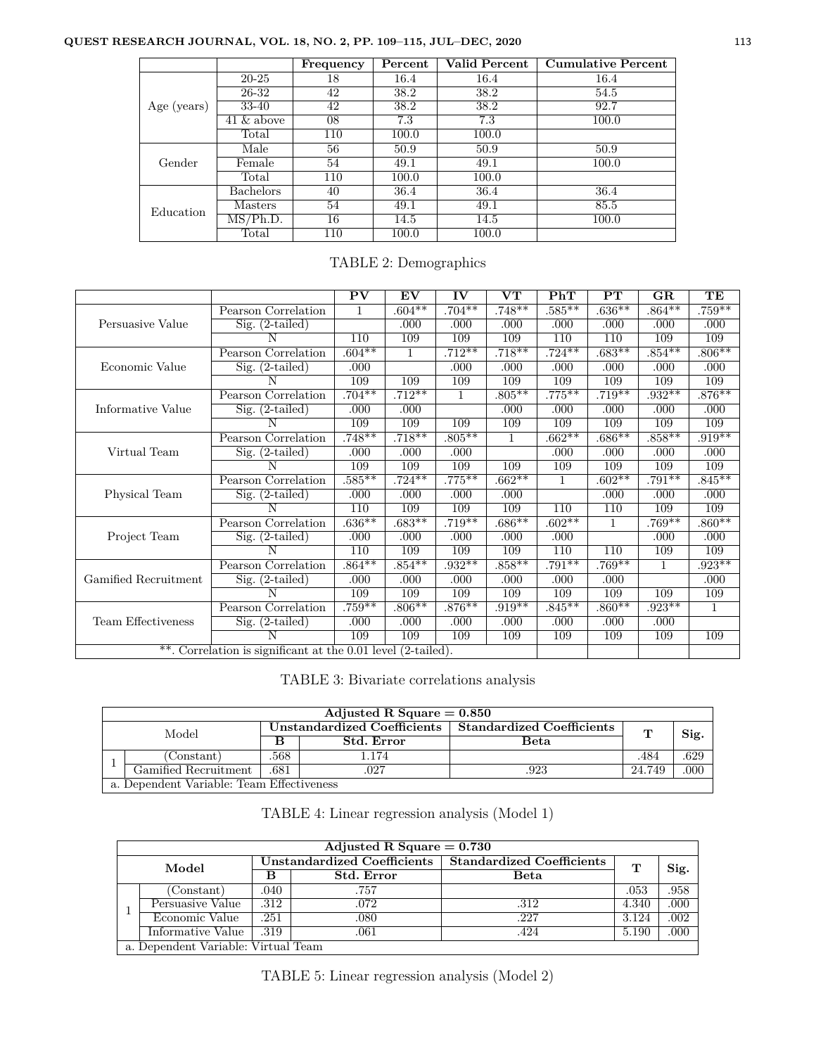| | | Frequency | Percent | Valid Percent | Cumulative Percent |
|---|---|---|---|---|---|
| Age (years) | 20-25 | 18 | 16.4 | 16.4 | 16.4 |
| | 26-32 | 42 | 38.2 | 38.2 | 54.5 |
| | 33-40 | 42 | 38.2 | 38.2 | 92.7 |
| | 41 & above | 08 | 7.3 | 7.3 | 100.0 |
| | Total | 110 | 100.0 | 100.0 | |
| Gender | Male | 56 | 50.9 | 50.9 | 50.9 |
| | Female | 54 | 49.1 | 49.1 | 100.0 |
| | Total | 110 | 100.0 | 100.0 | |
| Education | Bachelors | 40 | 36.4 | 36.4 | 36.4 |
| | Masters | 54 | 49.1 | 49.1 | 85.5 |
| | MS/Ph.D. | 16 | 14.5 | 14.5 | 100.0 |
| | Total | 110 | 100.0 | 100.0 | |

TABLE 2: Demographics

| | | PV | EV | IV | VT | PhT | PT | GR | TE |
|---|---|---|---|---|---|---|---|---|---|
| Persuasive Value | Pearson Correlation | 1 | .604** | .704** | .748** | .585** | .636** | .864** | .759** |
| | Sig. (2-tailed) | | .000 | .000 | .000 | .000 | .000 | .000 | .000 |
| | N | 110 | 109 | 109 | 109 | 110 | 110 | 109 | 109 |
| Economic Value | Pearson Correlation | .604** | 1 | .712** | .718** | .724** | .683** | .854** | .806** |
| | Sig. (2-tailed) | .000 | | .000 | .000 | .000 | .000 | .000 | .000 |
| | N | 109 | 109 | 109 | 109 | 109 | 109 | 109 | 109 |
| Informative Value | Pearson Correlation | .704** | .712** | 1 | .805** | .775** | .719** | .932** | .876** |
| | Sig. (2-tailed) | .000 | .000 | | .000 | .000 | .000 | .000 | .000 |
| | N | 109 | 109 | 109 | 109 | 109 | 109 | 109 | 109 |
| Virtual Team | Pearson Correlation | .748** | .718** | .805** | 1 | .662** | .686** | .858** | .919** |
| | Sig. (2-tailed) | .000 | .000 | .000 | | .000 | .000 | .000 | .000 |
| | N | 109 | 109 | 109 | 109 | 109 | 109 | 109 | 109 |
| Physical Team | Pearson Correlation | .585** | .724** | .775** | .662** | 1 | .602** | .791** | .845** |
| | Sig. (2-tailed) | .000 | .000 | .000 | .000 | | .000 | .000 | .000 |
| | N | 110 | 109 | 109 | 109 | 110 | 110 | 109 | 109 |
| Project Team | Pearson Correlation | .636** | .683** | .719** | .686** | .602** | 1 | .769** | .860** |
| | Sig. (2-tailed) | .000 | .000 | .000 | .000 | .000 | | .000 | .000 |
| | N | 110 | 109 | 109 | 109 | 110 | 110 | 109 | 109 |
| Gamified Recruitment | Pearson Correlation | .864** | .854** | .932** | .858** | .791** | .769** | 1 | .923** |
| | Sig. (2-tailed) | .000 | .000 | .000 | .000 | .000 | .000 | | .000 |
| | N | 109 | 109 | 109 | 109 | 109 | 109 | 109 | 109 |
| Team Effectiveness | Pearson Correlation | .759** | .806** | .876** | .919** | .845** | .860** | .923** | 1 |
| | Sig. (2-tailed) | .000 | .000 | .000 | .000 | .000 | .000 | .000 | |
| | N | 109 | 109 | 109 | 109 | 109 | 109 | 109 | 109 |
| **. Correlation is significant at the 0.01 level (2-tailed). | | | | | | | | | |

TABLE 3: Bivariate correlations analysis

| Adjusted R Square = 0.850 | | | | | | |
|---|---|---|---|---|---|---|
| Model | | Unstandardized Coefficients | | Standardized Coefficients | T | Sig. |
| | | B | Std. Error | Beta | | |
| 1 | (Constant) | .568 | 1.174 | | .484 | .629 |
| | Gamified Recruitment | .681 | .027 | .923 | 24.749 | .000 |
| a. Dependent Variable: Team Effectiveness | | | | | | |

TABLE 4: Linear regression analysis (Model 1)

| Adjusted R Square = 0.730 | | | | | | |
|---|---|---|---|---|---|---|
| Model | | Unstandardized Coefficients | | Standardized Coefficients | T | Sig. |
| | | B | Std. Error | Beta | | |
| 1 | (Constant) | .040 | .757 | | .053 | .958 |
| | Persuasive Value | .312 | .072 | .312 | 4.340 | .000 |
| | Economic Value | .251 | .080 | .227 | 3.124 | .002 |
| | Informative Value | .319 | .061 | .424 | 5.190 | .000 |
| a. Dependent Variable: Virtual Team | | | | | | |

TABLE 5: Linear regression analysis (Model 2)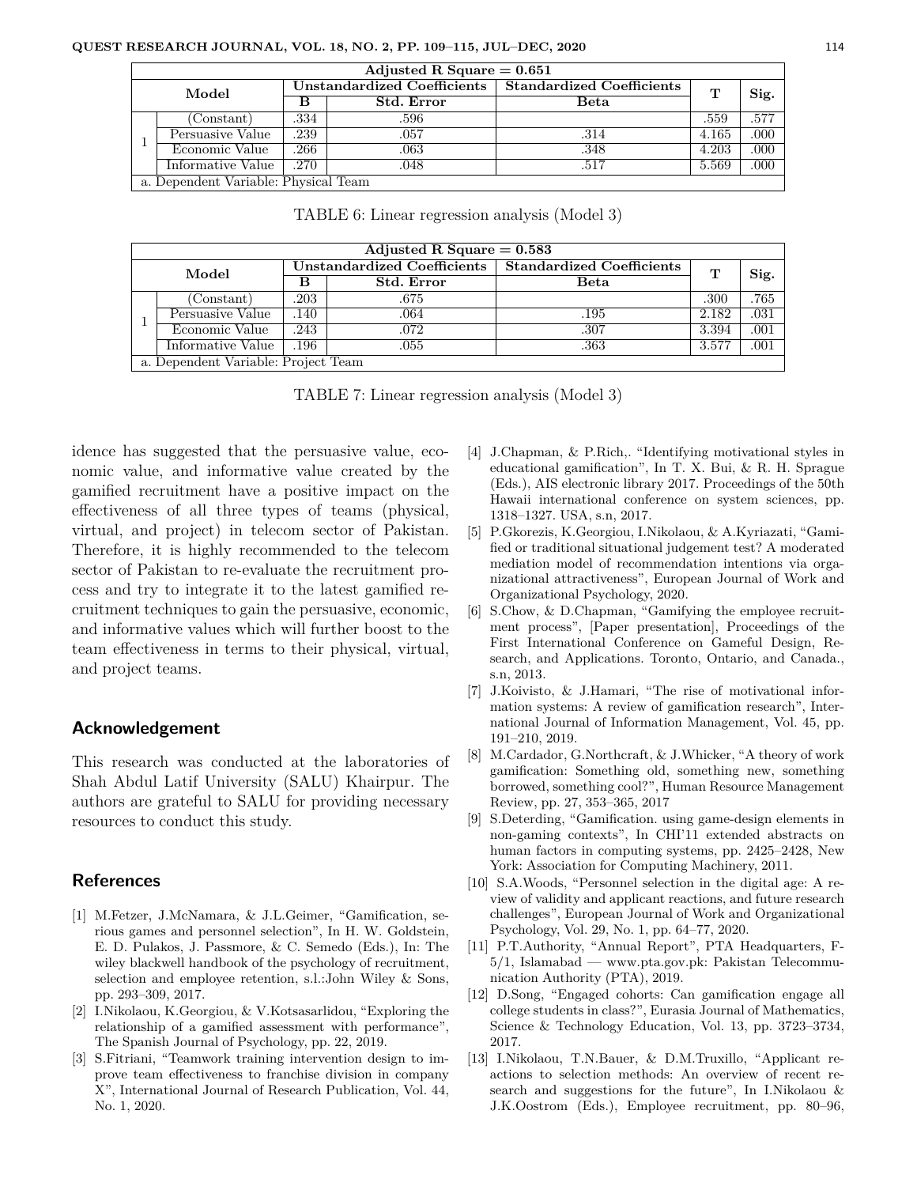| Adjusted R Square = 0.651 | | | | | | |
|---|---|---|---|---|---|---|
| Model | | Unstandardized Coefficients | | Standardized Coefficients | T | Sig. |
| | | B | Std. Error | Beta | | |
| 1 | (Constant) | .334 | .596 | | .559 | .577 |
| | Persuasive Value | .239 | .057 | .314 | 4.165 | .000 |
| | Economic Value | .266 | .063 | .348 | 4.203 | .000 |
| | Informative Value | .270 | .048 | .517 | 5.569 | .000 |
| a. Dependent Variable: Physical Team | | | | | | |

TABLE 6: Linear regression analysis (Model 3)

| Adjusted R Square = 0.583 | | | | | | |
|---|---|---|---|---|---|---|
| Model | | Unstandardized Coefficients | | Standardized Coefficients | T | Sig. |
| | | B | Std. Error | Beta | | |
| 1 | (Constant) | .203 | .675 | | .300 | .765 |
| | Persuasive Value | .140 | .064 | .195 | 2.182 | .031 |
| | Economic Value | .243 | .072 | .307 | 3.394 | .001 |
| | Informative Value | .196 | .055 | .363 | 3.577 | .001 |
| a. Dependent Variable: Project Team | | | | | | |

TABLE 7: Linear regression analysis (Model 3)

idence has suggested that the persuasive value, economic value, and informative value created by the gamified recruitment have a positive impact on the effectiveness of all three types of teams (physical, virtual, and project) in telecom sector of Pakistan. Therefore, it is highly recommended to the telecom sector of Pakistan to re-evaluate the recruitment process and try to integrate it to the latest gamified recruitment techniques to gain the persuasive, economic, and informative values which will further boost to the team effectiveness in terms to their physical, virtual, and project teams.

## Acknowledgement

This research was conducted at the laboratories of Shah Abdul Latif University (SALU) Khairpur. The authors are grateful to SALU for providing necessary resources to conduct this study.

## References

[1] M.Fetzer, J.McNamara, & J.L.Geimer, "Gamification, serious games and personnel selection", In H. W. Goldstein, E. D. Pulakos, J. Passmore, & C. Semedo (Eds.), In: The wiley blackwell handbook of the psychology of recruitment, selection and employee retention, s.l.:John Wiley & Sons, pp. 293–309, 2017.

[2] I.Nikolaou, K.Georgiou, & V.Kotsasarlidou, "Exploring the relationship of a gamified assessment with performance", The Spanish Journal of Psychology, pp. 22, 2019.

[3] S.Fitriani, "Teamwork training intervention design to improve team effectiveness to franchise division in company X", International Journal of Research Publication, Vol. 44, No. 1, 2020.

[4] J.Chapman, & P.Rich,. "Identifying motivational styles in educational gamification", In T. X. Bui, & R. H. Sprague (Eds.), AIS electronic library 2017. Proceedings of the 50th Hawaii international conference on system sciences, pp. 1318–1327. USA, s.n, 2017.

[5] P.Gkorezis, K.Georgiou, I.Nikolaou, & A.Kyriazati, "Gamified or traditional situational judgement test? A moderated mediation model of recommendation intentions via organizational attractiveness", European Journal of Work and Organizational Psychology, 2020.

[6] S.Chow, & D.Chapman, "Gamifying the employee recruitment process", [Paper presentation], Proceedings of the First International Conference on Gameful Design, Research, and Applications. Toronto, Ontario, and Canada., s.n, 2013.

[7] J.Koivisto, & J.Hamari, "The rise of motivational information systems: A review of gamification research", International Journal of Information Management, Vol. 45, pp. 191–210, 2019.

[8] M.Cardador, G.Northcraft, & J.Whicker, "A theory of work gamification: Something old, something new, something borrowed, something cool?", Human Resource Management Review, pp. 27, 353–365, 2017

[9] S.Deterding, "Gamification. using game-design elements in non-gaming contexts", In CHI'11 extended abstracts on human factors in computing systems, pp. 2425–2428, New York: Association for Computing Machinery, 2011.

[10] S.A.Woods, "Personnel selection in the digital age: A review of validity and applicant reactions, and future research challenges", European Journal of Work and Organizational Psychology, Vol. 29, No. 1, pp. 64–77, 2020.

[11] P.T.Authority, "Annual Report", PTA Headquarters, F-5/1, Islamabad — www.pta.gov.pk: Pakistan Telecommunication Authority (PTA), 2019.

[12] D.Song, "Engaged cohorts: Can gamification engage all college students in class?", Eurasia Journal of Mathematics, Science & Technology Education, Vol. 13, pp. 3723–3734, 2017.

[13] I.Nikolaou, T.N.Bauer, & D.M.Truxillo, "Applicant reactions to selection methods: An overview of recent research and suggestions for the future", In I.Nikolaou & J.K.Oostrom (Eds.), Employee recruitment, pp. 80–96,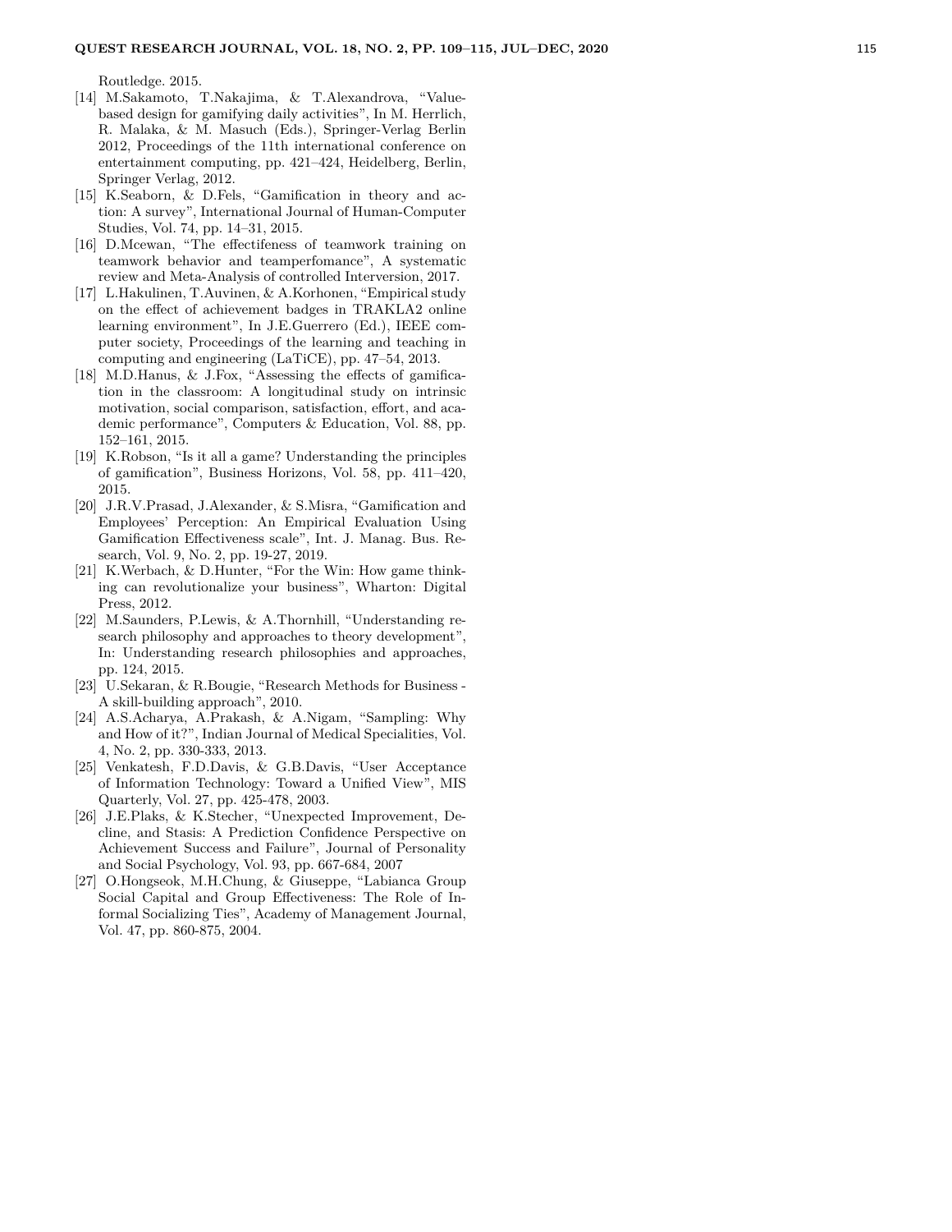Routledge. 2015.

[14] M.Sakamoto, T.Nakajima, & T.Alexandrova, "Value-based design for gamifying daily activities", In M. Herrlich, R. Malaka, & M. Masuch (Eds.), Springer-Verlag Berlin 2012, Proceedings of the 11th international conference on entertainment computing, pp. 421–424, Heidelberg, Berlin, Springer Verlag, 2012.

[15] K.Seaborn, & D.Fels, "Gamification in theory and action: A survey", International Journal of Human-Computer Studies, Vol. 74, pp. 14–31, 2015.

[16] D.Mcewan, "The effectifeness of teamwork training on teamwork behavior and teamperfomance", A systematic review and Meta-Analysis of controlled Interversion, 2017.

[17] L.Hakulinen, T.Auvinen, & A.Korhonen, "Empirical study on the effect of achievement badges in TRAKLA2 online learning environment", In J.E.Guerrero (Ed.), IEEE computer society, Proceedings of the learning and teaching in computing and engineering (LaTiCE), pp. 47–54, 2013.

[18] M.D.Hanus, & J.Fox, "Assessing the effects of gamification in the classroom: A longitudinal study on intrinsic motivation, social comparison, satisfaction, effort, and academic performance", Computers & Education, Vol. 88, pp. 152–161, 2015.

[19] K.Robson, "Is it all a game? Understanding the principles of gamification", Business Horizons, Vol. 58, pp. 411–420, 2015.

[20] J.R.V.Prasad, J.Alexander, & S.Misra, "Gamification and Employees' Perception: An Empirical Evaluation Using Gamification Effectiveness scale", Int. J. Manag. Bus. Research, Vol. 9, No. 2, pp. 19-27, 2019.

[21] K.Werbach, & D.Hunter, "For the Win: How game thinking can revolutionalize your business", Wharton: Digital Press, 2012.

[22] M.Saunders, P.Lewis, & A.Thornhill, "Understanding research philosophy and approaches to theory development", In: Understanding research philosophies and approaches, pp. 124, 2015.

[23] U.Sekaran, & R.Bougie, "Research Methods for Business - A skill-building approach", 2010.

[24] A.S.Acharya, A.Prakash, & A.Nigam, "Sampling: Why and How of it?", Indian Journal of Medical Specialities, Vol. 4, No. 2, pp. 330-333, 2013.

[25] Venkatesh, F.D.Davis, & G.B.Davis, "User Acceptance of Information Technology: Toward a Unified View", MIS Quarterly, Vol. 27, pp. 425-478, 2003.

[26] J.E.Plaks, & K.Stecher, "Unexpected Improvement, Decline, and Stasis: A Prediction Confidence Perspective on Achievement Success and Failure", Journal of Personality and Social Psychology, Vol. 93, pp. 667-684, 2007

[27] O.Hongseok, M.H.Chung, & Giuseppe, "Labianca Group Social Capital and Group Effectiveness: The Role of Informal Socializing Ties", Academy of Management Journal, Vol. 47, pp. 860-875, 2004.